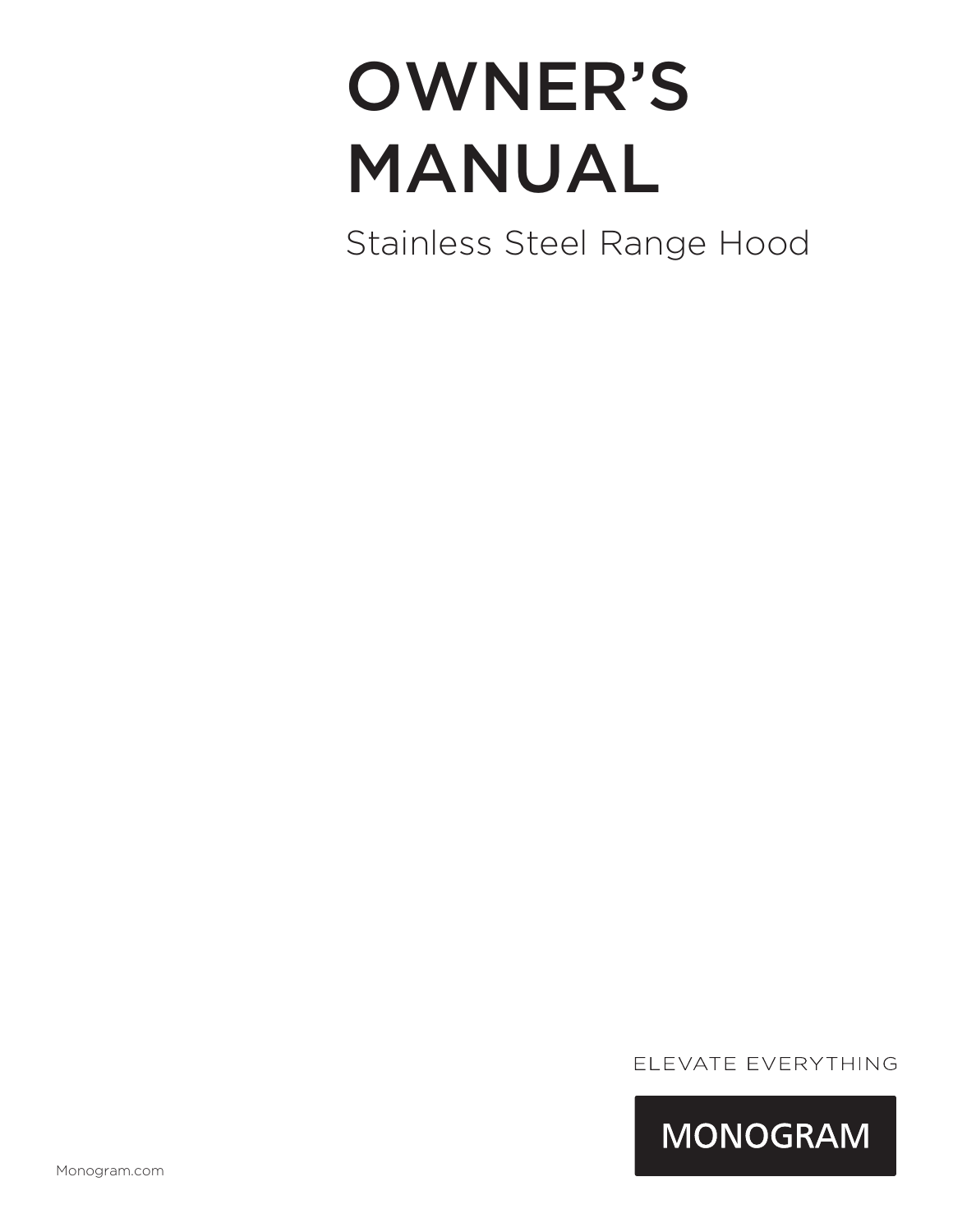# OWNER'S MANUAL

Stainless Steel Range Hood

ELEVATE EVERYTHING

MONOGRAM

Monogram.com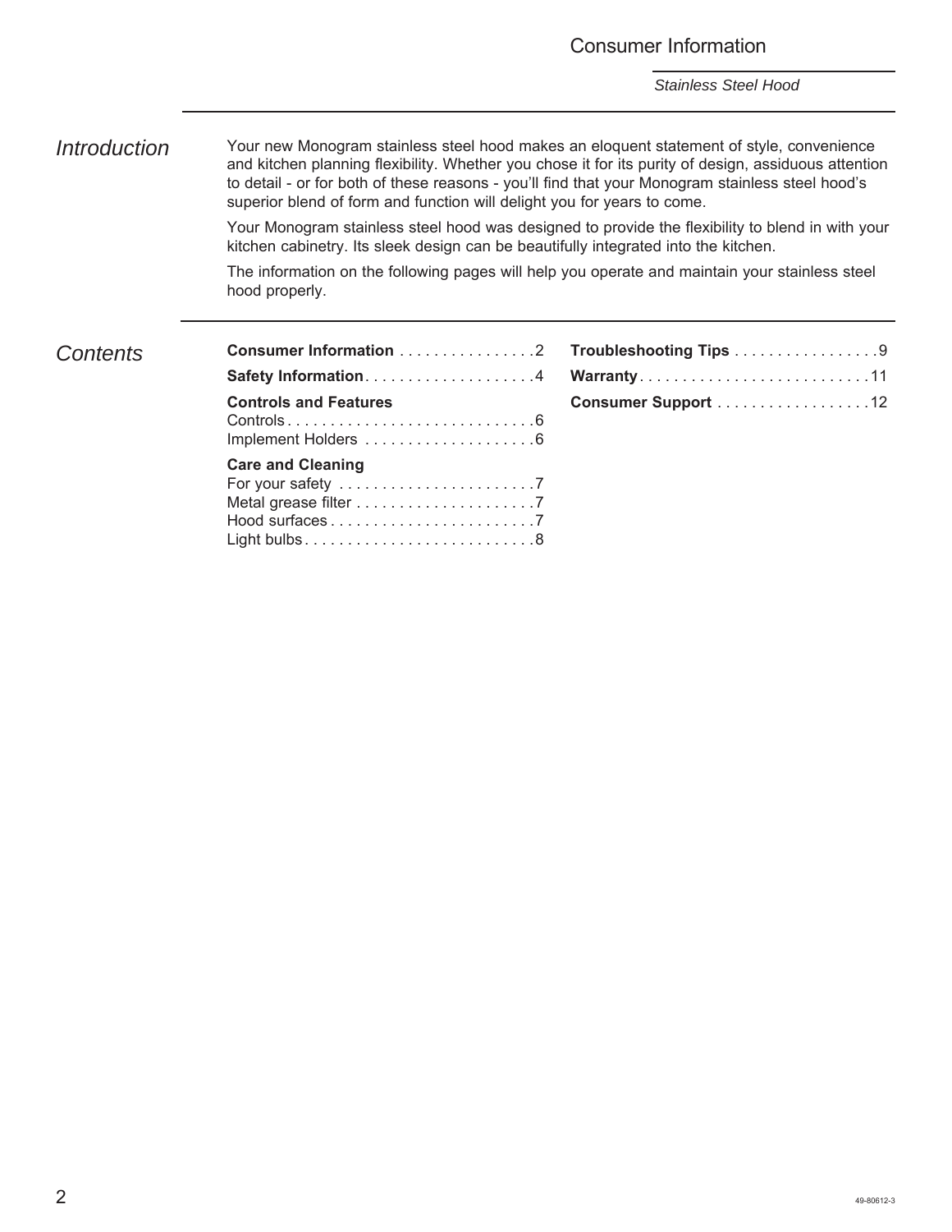# Consumer Information

*Stainless Steel Hood*

## *Introduction*

Your new Monogram stainless steel hood makes an eloquent statement of style, convenience and kitchen planning flexibility. Whether you chose it for its purity of design, assiduous attention to detail - or for both of these reasons - you'll find that your Monogram stainless steel hood's superior blend of form and function will delight you for years to come.

Your Monogram stainless steel hood was designed to provide the flexibility to blend in with your kitchen cabinetry. Its sleek design can be beautifully integrated into the kitchen.

The information on the following pages will help you operate and maintain your stainless steel hood properly.

## *Contents*

**Consumer Information** . . . . . . . . . . . . . . . . 2

**Safety Information** . . . . . . . . . . . . . . . . . . . . 4

**Controls and Features**
Controls . . . . . . . . . . . . . . . . . . . . . . . . . . . . . 6
Implement Holders . . . . . . . . . . . . . . . . . . . . 6

**Care and Cleaning**
For your safety . . . . . . . . . . . . . . . . . . . . . . . 7
Metal grease filter . . . . . . . . . . . . . . . . . . . . . 7
Hood surfaces . . . . . . . . . . . . . . . . . . . . . . . . 7
Light bulbs . . . . . . . . . . . . . . . . . . . . . . . . . . . 8

**Troubleshooting Tips** . . . . . . . . . . . . . . . . . 9

**Warranty** . . . . . . . . . . . . . . . . . . . . . . . . . . . 11

**Consumer Support** . . . . . . . . . . . . . . . . . . 12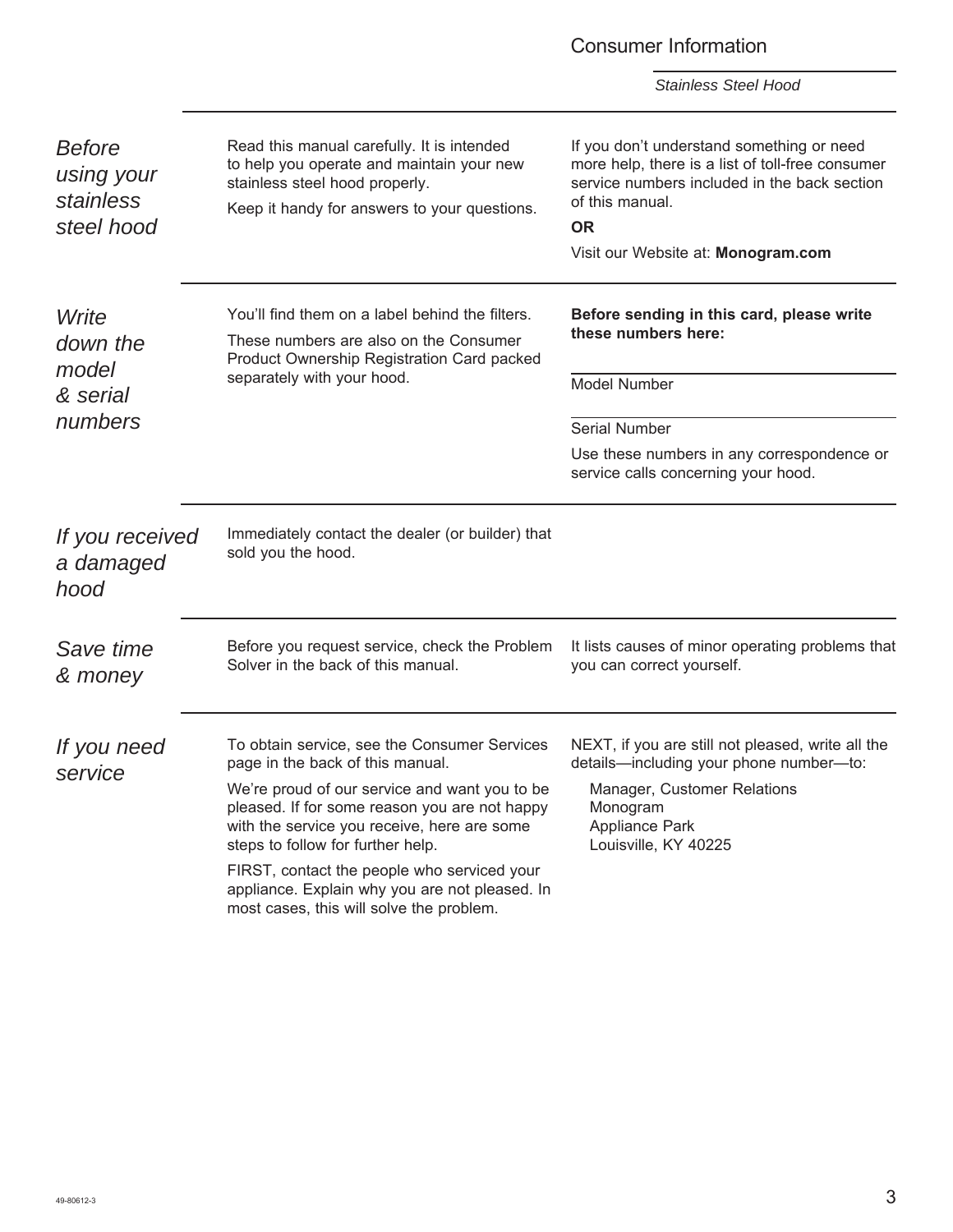# Consumer Information

*Stainless Steel Hood*

## *Before using your stainless steel hood*

Read this manual carefully. It is intended to help you operate and maintain your new stainless steel hood properly.

Keep it handy for answers to your questions.

If you don't understand something or need more help, there is a list of toll-free consumer service numbers included in the back section of this manual.

**OR**

Visit our Website at: **Monogram.com**

## *Write down the model & serial numbers*

You'll find them on a label behind the filters.

These numbers are also on the Consumer Product Ownership Registration Card packed separately with your hood.

**Before sending in this card, please write these numbers here:**

_______________________________
Model Number

_______________________________
Serial Number

Use these numbers in any correspondence or service calls concerning your hood.

## *If you received a damaged hood*

Immediately contact the dealer (or builder) that sold you the hood.

## *Save time & money*

Before you request service, check the Problem Solver in the back of this manual.

It lists causes of minor operating problems that you can correct yourself.

## *If you need service*

To obtain service, see the Consumer Services page in the back of this manual.

We're proud of our service and want you to be pleased. If for some reason you are not happy with the service you receive, here are some steps to follow for further help.

FIRST, contact the people who serviced your appliance. Explain why you are not pleased. In most cases, this will solve the problem.

NEXT, if you are still not pleased, write all the details—including your phone number—to:

Manager, Customer Relations
Monogram
Appliance Park
Louisville, KY 40225

49-80612-3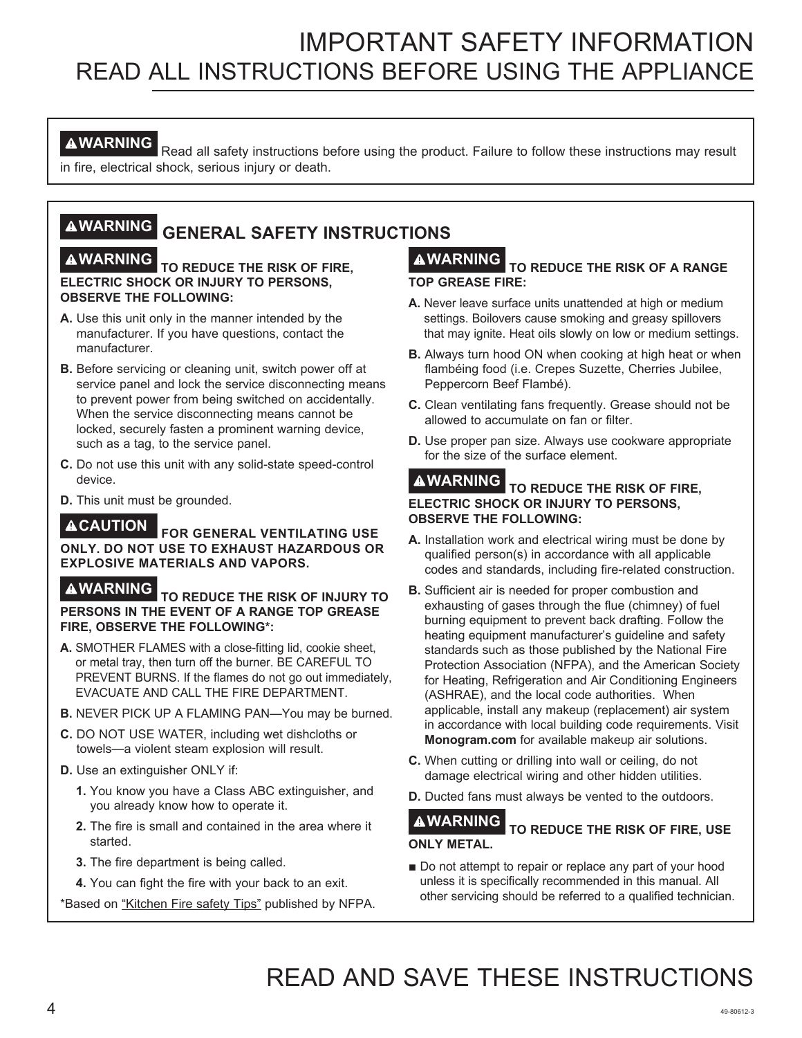# IMPORTANT SAFETY INFORMATION
## READ ALL INSTRUCTIONS BEFORE USING THE APPLIANCE

**⚠WARNING** Read all safety instructions before using the product. Failure to follow these instructions may result in fire, electrical shock, serious injury or death.

## ⚠WARNING GENERAL SAFETY INSTRUCTIONS

**⚠WARNING TO REDUCE THE RISK OF FIRE, ELECTRIC SHOCK OR INJURY TO PERSONS, OBSERVE THE FOLLOWING:**

**A.** Use this unit only in the manner intended by the manufacturer. If you have questions, contact the manufacturer.

**B.** Before servicing or cleaning unit, switch power off at service panel and lock the service disconnecting means to prevent power from being switched on accidentally. When the service disconnecting means cannot be locked, securely fasten a prominent warning device, such as a tag, to the service panel.

**C.** Do not use this unit with any solid-state speed-control device.

**D.** This unit must be grounded.

**⚠CAUTION FOR GENERAL VENTILATING USE ONLY. DO NOT USE TO EXHAUST HAZARDOUS OR EXPLOSIVE MATERIALS AND VAPORS.**

**⚠WARNING TO REDUCE THE RISK OF INJURY TO PERSONS IN THE EVENT OF A RANGE TOP GREASE FIRE, OBSERVE THE FOLLOWING*:**

**A.** SMOTHER FLAMES with a close-fitting lid, cookie sheet, or metal tray, then turn off the burner. BE CAREFUL TO PREVENT BURNS. If the flames do not go out immediately, EVACUATE AND CALL THE FIRE DEPARTMENT.

**B.** NEVER PICK UP A FLAMING PAN—You may be burned.

**C.** DO NOT USE WATER, including wet dishcloths or towels—a violent steam explosion will result.

**D.** Use an extinguisher ONLY if:

1. You know you have a Class ABC extinguisher, and you already know how to operate it.
2. The fire is small and contained in the area where it started.
3. The fire department is being called.
4. You can fight the fire with your back to an exit.

*Based on "Kitchen Fire safety Tips" published by NFPA.

**⚠WARNING TO REDUCE THE RISK OF A RANGE TOP GREASE FIRE:**

**A.** Never leave surface units unattended at high or medium settings. Boilovers cause smoking and greasy spillovers that may ignite. Heat oils slowly on low or medium settings.

**B.** Always turn hood ON when cooking at high heat or when flambéing food (i.e. Crepes Suzette, Cherries Jubilee, Peppercorn Beef Flambé).

**C.** Clean ventilating fans frequently. Grease should not be allowed to accumulate on fan or filter.

**D.** Use proper pan size. Always use cookware appropriate for the size of the surface element.

**⚠WARNING TO REDUCE THE RISK OF FIRE, ELECTRIC SHOCK OR INJURY TO PERSONS, OBSERVE THE FOLLOWING:**

**A.** Installation work and electrical wiring must be done by qualified person(s) in accordance with all applicable codes and standards, including fire-related construction.

**B.** Sufficient air is needed for proper combustion and exhausting of gases through the flue (chimney) of fuel burning equipment to prevent back drafting. Follow the heating equipment manufacturer's guideline and safety standards such as those published by the National Fire Protection Association (NFPA), and the American Society for Heating, Refrigeration and Air Conditioning Engineers (ASHRAE), and the local code authorities. When applicable, install any makeup (replacement) air system in accordance with local building code requirements. Visit **Monogram.com** for available makeup air solutions.

**C.** When cutting or drilling into wall or ceiling, do not damage electrical wiring and other hidden utilities.

**D.** Ducted fans must always be vented to the outdoors.

**⚠WARNING TO REDUCE THE RISK OF FIRE, USE ONLY METAL.**

- Do not attempt to repair or replace any part of your hood unless it is specifically recommended in this manual. All other servicing should be referred to a qualified technician.

## READ AND SAVE THESE INSTRUCTIONS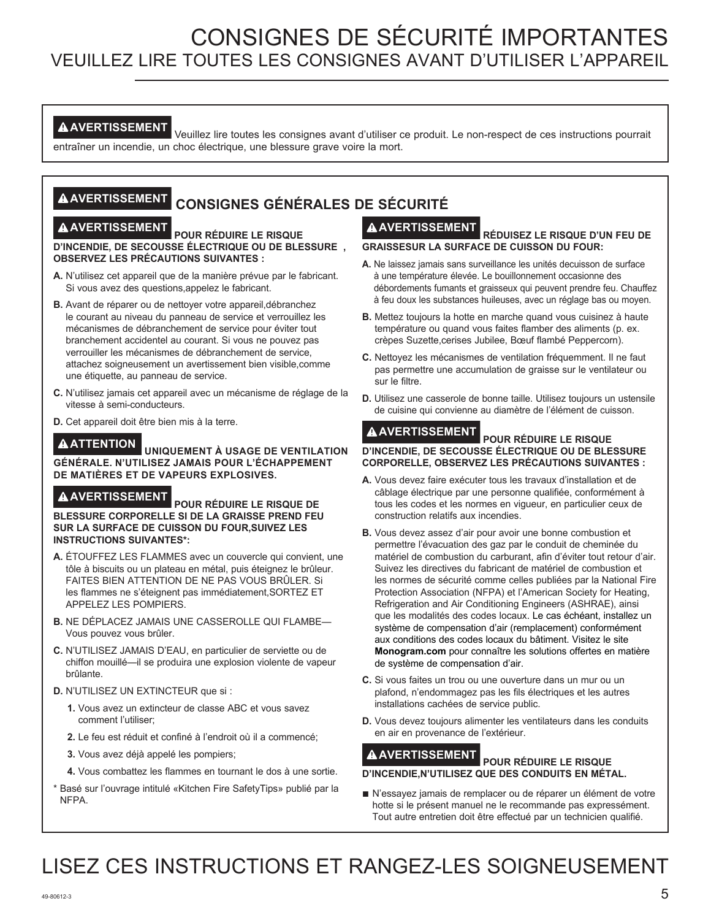# CONSIGNES DE SÉCURITÉ IMPORTANTES

## VEUILLEZ LIRE TOUTES LES CONSIGNES AVANT D'UTILISER L'APPAREIL

**⚠ AVERTISSEMENT** Veuillez lire toutes les consignes avant d'utiliser ce produit. Le non-respect de ces instructions pourrait entraîner un incendie, un choc électrique, une blessure grave voire la mort.

## ⚠ AVERTISSEMENT CONSIGNES GÉNÉRALES DE SÉCURITÉ

**⚠ AVERTISSEMENT POUR RÉDUIRE LE RISQUE D'INCENDIE, DE SECOUSSE ÉLECTRIQUE OU DE BLESSURE , OBSERVEZ LES PRÉCAUTIONS SUIVANTES :**

**A.** N'utilisez cet appareil que de la manière prévue par le fabricant. Si vous avez des questions,appelez le fabricant.

**B.** Avant de réparer ou de nettoyer votre appareil,débranchez le courant au niveau du panneau de service et verrouillez les mécanismes de débranchement de service pour éviter tout branchement accidentel au courant. Si vous ne pouvez pas verrouiller les mécanismes de débranchement de service, attachez soigneusement un avertissement bien visible,comme une étiquette, au panneau de service.

**C.** N'utilisez jamais cet appareil avec un mécanisme de réglage de la vitesse à semi-conducteurs.

**D.** Cet appareil doit être bien mis à la terre.

**⚠ ATTENTION UNIQUEMENT À USAGE DE VENTILATION GÉNÉRALE. N'UTILISEZ JAMAIS POUR L'ÉCHAPPEMENT DE MATIÈRES ET DE VAPEURS EXPLOSIVES.**

**⚠ AVERTISSEMENT POUR RÉDUIRE LE RISQUE DE BLESSURE CORPORELLE SI DE LA GRAISSE PREND FEU SUR LA SURFACE DE CUISSON DU FOUR,SUIVEZ LES INSTRUCTIONS SUIVANTES*:**

**A.** ÉTOUFFEZ LES FLAMMES avec un couvercle qui convient, une tôle à biscuits ou un plateau en métal, puis éteignez le brûleur. FAITES BIEN ATTENTION DE NE PAS VOUS BRÛLER. Si les flammes ne s'éteignent pas immédiatement,SORTEZ ET APPELEZ LES POMPIERS.

**B.** NE DÉPLACEZ JAMAIS UNE CASSEROLLE QUI FLAMBE—Vous pouvez vous brûler.

**C.** N'UTILISEZ JAMAIS D'EAU, en particulier de serviette ou de chiffon mouillé—il se produira une explosion violente de vapeur brûlante.

**D.** N'UTILISEZ UN EXTINCTEUR que si :

1. Vous avez un extincteur de classe ABC et vous savez comment l'utiliser;
2. Le feu est réduit et confiné à l'endroit où il a commencé;
3. Vous avez déjà appelé les pompiers;
4. Vous combattez les flammes en tournant le dos à une sortie.

\* Basé sur l'ouvrage intitulé «Kitchen Fire SafetyTips» publié par la NFPA.

**⚠ AVERTISSEMENT RÉDUISEZ LE RISQUE D'UN FEU DE GRAISSESUR LA SURFACE DE CUISSON DU FOUR:**

**A.** Ne laissez jamais sans surveillance les unités decuisson de surface à une température élevée. Le bouillonnement occasionne des débordements fumants et graisseux qui peuvent prendre feu. Chauffez à feu doux les substances huileuses, avec un réglage bas ou moyen.

**B.** Mettez toujours la hotte en marche quand vous cuisinez à haute température ou quand vous faites flamber des aliments (p. ex. crèpes Suzette,cerises Jubilee, Bœuf flambé Peppercorn).

**C.** Nettoyez les mécanismes de ventilation fréquemment. Il ne faut pas permettre une accumulation de graisse sur le ventilateur ou sur le filtre.

**D.** Utilisez une casserole de bonne taille. Utilisez toujours un ustensile de cuisine qui convienne au diamètre de l'élément de cuisson.

**⚠ AVERTISSEMENT POUR RÉDUIRE LE RISQUE D'INCENDIE, DE SECOUSSE ÉLECTRIQUE OU DE BLESSURE CORPORELLE, OBSERVEZ LES PRÉCAUTIONS SUIVANTES :**

**A.** Vous devez faire exécuter tous les travaux d'installation et de câblage électrique par une personne qualifiée, conformément à tous les codes et les normes en vigueur, en particulier ceux de construction relatifs aux incendies.

**B.** Vous devez assez d'air pour avoir une bonne combustion et permettre l'évacuation des gaz par le conduit de cheminée du matériel de combustion du carburant, afin d'éviter tout retour d'air. Suivez les directives du fabricant de matériel de combustion et les normes de sécurité comme celles publiées par la National Fire Protection Association (NFPA) et l'American Society for Heating, Refrigeration and Air Conditioning Engineers (ASHRAE), ainsi que les modalités des codes locaux. Le cas échéant, installez un système de compensation d'air (remplacement) conformément aux conditions des codes locaux du bâtiment. Visitez le site **Monogram.com** pour connaître les solutions offertes en matière de système de compensation d'air.

**C.** Si vous faites un trou ou une ouverture dans un mur ou un plafond, n'endommagez pas les fils électriques et les autres installations cachées de service public.

**D.** Vous devez toujours alimenter les ventilateurs dans les conduits en air en provenance de l'extérieur.

**⚠ AVERTISSEMENT POUR RÉDUIRE LE RISQUE D'INCENDIE,N'UTILISEZ QUE DES CONDUITS EN MÉTAL.**

- N'essayez jamais de remplacer ou de réparer un élément de votre hotte si le présent manuel ne le recommande pas expressément. Tout autre entretien doit être effectué par un technicien qualifié.

# LISEZ CES INSTRUCTIONS ET RANGEZ-LES SOIGNEUSEMENT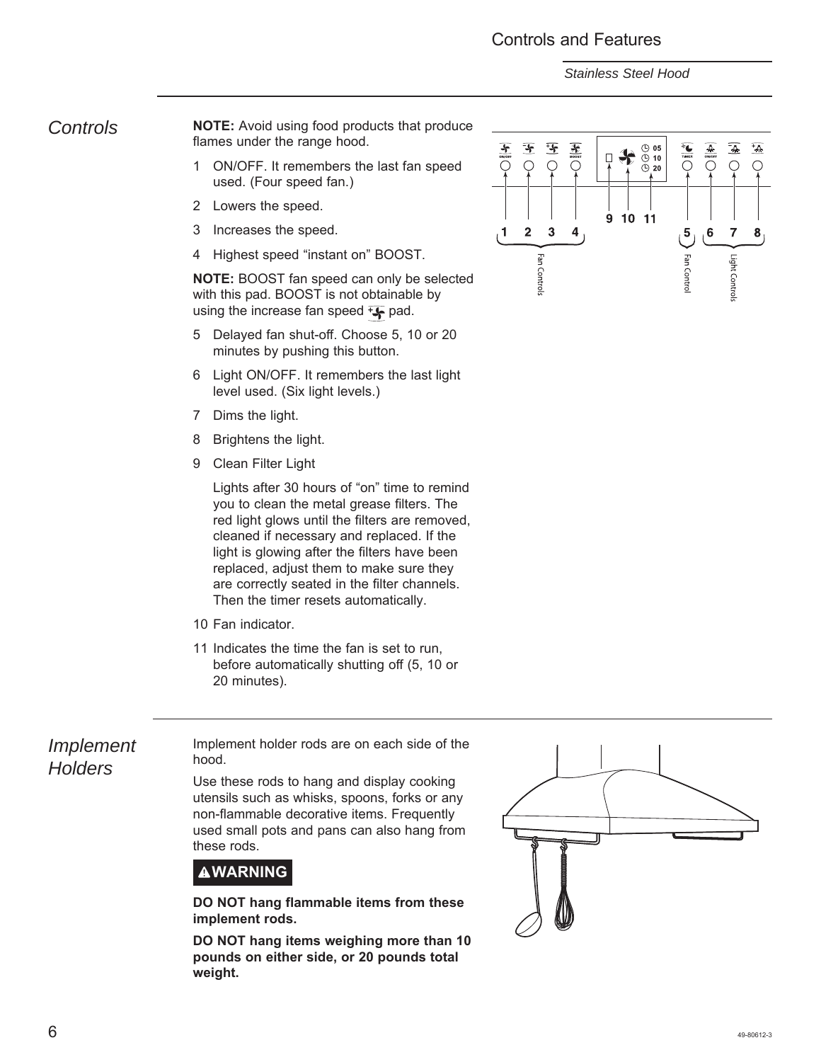# Controls and Features

*Stainless Steel Hood*

## *Controls*

**NOTE:** Avoid using food products that produce flames under the range hood.

1. ON/OFF. It remembers the last fan speed used. (Four speed fan.)
2. Lowers the speed.
3. Increases the speed.
4. Highest speed "instant on" BOOST.

**NOTE:** BOOST fan speed can only be selected with this pad. BOOST is not obtainable by using the increase fan speed pad.

5. Delayed fan shut-off. Choose 5, 10 or 20 minutes by pushing this button.
6. Light ON/OFF. It remembers the last light level used. (Six light levels.)
7. Dims the light.
8. Brightens the light.
9. Clean Filter Light

   Lights after 30 hours of "on" time to remind you to clean the metal grease filters. The red light glows until the filters are removed, cleaned if necessary and replaced. If the light is glowing after the filters have been replaced, adjust them to make sure they are correctly seated in the filter channels. Then the timer resets automatically.

10. Fan indicator.
11. Indicates the time the fan is set to run, before automatically shutting off (5, 10 or 20 minutes).

ON/OFF BOOST 05 10 20 TIMER ON/OFF

1 2 3 4 Fan Controls 9 10 11 5 Fan Control 6 7 8 Light Controls

## *Implement Holders*

Implement holder rods are on each side of the hood.

Use these rods to hang and display cooking utensils such as whisks, spoons, forks or any non-flammable decorative items. Frequently used small pots and pans can also hang from these rods.

**⚠WARNING**

**DO NOT hang flammable items from these implement rods.**

**DO NOT hang items weighing more than 10 pounds on either side, or 20 pounds total weight.**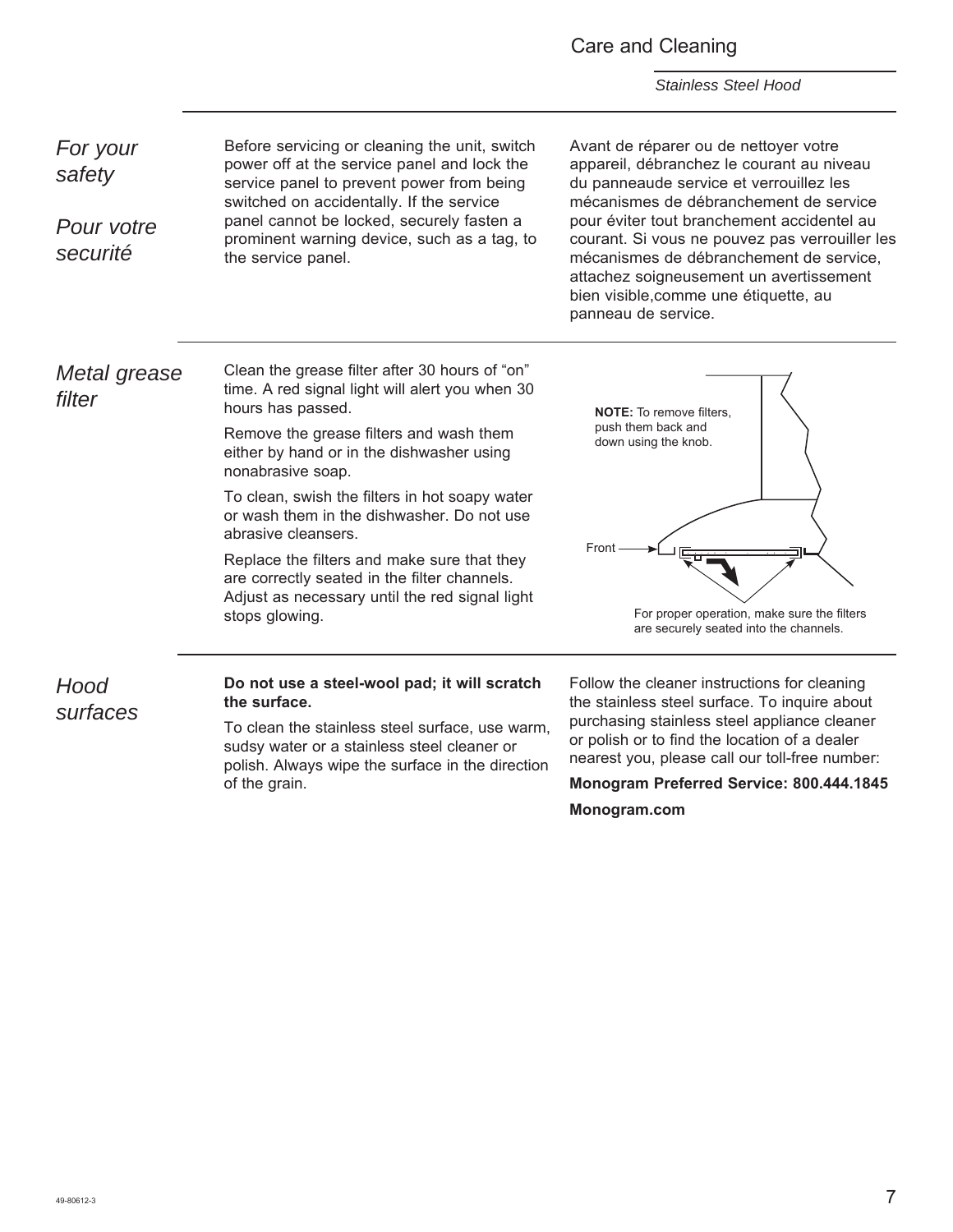# Care and Cleaning

*Stainless Steel Hood*

## *For your safety*

## *Pour votre securité*

Before servicing or cleaning the unit, switch power off at the service panel and lock the service panel to prevent power from being switched on accidentally. If the service panel cannot be locked, securely fasten a prominent warning device, such as a tag, to the service panel.

Avant de réparer ou de nettoyer votre appareil, débranchez le courant au niveau du panneaude service et verrouillez les mécanismes de débranchement de service pour éviter tout branchement accidentel au courant. Si vous ne pouvez pas verrouiller les mécanismes de débranchement de service, attachez soigneusement un avertissement bien visible,comme une étiquette, au panneau de service.

## *Metal grease filter*

Clean the grease filter after 30 hours of "on" time. A red signal light will alert you when 30 hours has passed.

Remove the grease filters and wash them either by hand or in the dishwasher using nonabrasive soap.

To clean, swish the filters in hot soapy water or wash them in the dishwasher. Do not use abrasive cleansers.

Replace the filters and make sure that they are correctly seated in the filter channels. Adjust as necessary until the red signal light stops glowing.

**NOTE:** To remove filters, push them back and down using the knob.

Front

For proper operation, make sure the filters are securely seated into the channels.

## *Hood surfaces*

**Do not use a steel-wool pad; it will scratch the surface.**

To clean the stainless steel surface, use warm, sudsy water or a stainless steel cleaner or polish. Always wipe the surface in the direction of the grain.

Follow the cleaner instructions for cleaning the stainless steel surface. To inquire about purchasing stainless steel appliance cleaner or polish or to find the location of a dealer nearest you, please call our toll-free number:

**Monogram Preferred Service: 800.444.1845**

**Monogram.com**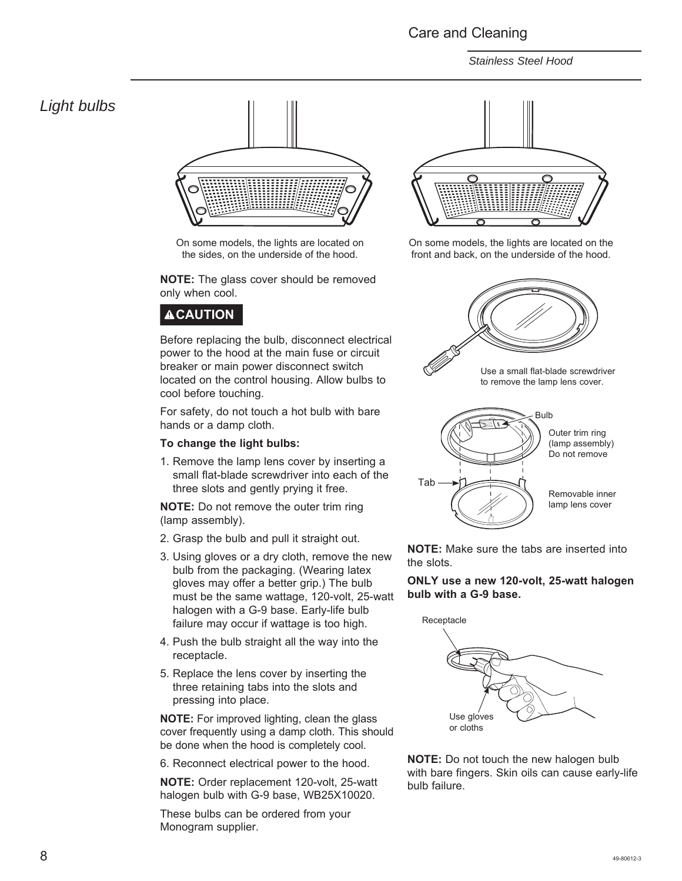## Light bulbs

On some models, the lights are located on the sides, on the underside of the hood.

On some models, the lights are located on the front and back, on the underside of the hood.

**NOTE:** The glass cover should be removed only when cool.

**⚠CAUTION**

Before replacing the bulb, disconnect electrical power to the hood at the main fuse or circuit breaker or main power disconnect switch located on the control housing. Allow bulbs to cool before touching.

For safety, do not touch a hot bulb with bare hands or a damp cloth.

**To change the light bulbs:**

1. Remove the lamp lens cover by inserting a small flat-blade screwdriver into each of the three slots and gently prying it free.

**NOTE:** Do not remove the outer trim ring (lamp assembly).

2. Grasp the bulb and pull it straight out.
3. Using gloves or a dry cloth, remove the new bulb from the packaging. (Wearing latex gloves may offer a better grip.) The bulb must be the same wattage, 120-volt, 25-watt halogen with a G-9 base. Early-life bulb failure may occur if wattage is too high.
4. Push the bulb straight all the way into the receptacle.
5. Replace the lens cover by inserting the three retaining tabs into the slots and pressing into place.

**NOTE:** For improved lighting, clean the glass cover frequently using a damp cloth. This should be done when the hood is completely cool.

6. Reconnect electrical power to the hood.

**NOTE:** Order replacement 120-volt, 25-watt halogen bulb with G-9 base, WB25X10020.

These bulbs can be ordered from your Monogram supplier.

Use a small flat-blade screwdriver to remove the lamp lens cover.

Bulb

Outer trim ring (lamp assembly) Do not remove

Tab

Removable inner lamp lens cover

**NOTE:** Make sure the tabs are inserted into the slots.

**ONLY use a new 120-volt, 25-watt halogen bulb with a G-9 base.**

Receptacle

Use gloves or cloths

**NOTE:** Do not touch the new halogen bulb with bare fingers. Skin oils can cause early-life bulb failure.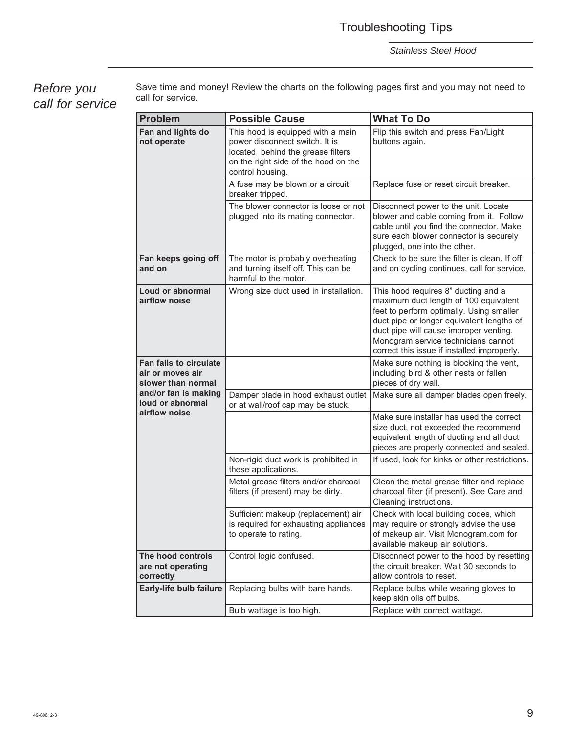# Troubleshooting Tips

*Stainless Steel Hood*

## *Before you call for service*

Save time and money! Review the charts on the following pages first and you may not need to call for service.

| Problem | Possible Cause | What To Do |
|---|---|---|
| **Fan and lights do not operate** | This hood is equipped with a main power disconnect switch. It is located behind the grease filters on the right side of the hood on the control housing. | Flip this switch and press Fan/Light buttons again. |
| | A fuse may be blown or a circuit breaker tripped. | Replace fuse or reset circuit breaker. |
| | The blower connector is loose or not plugged into its mating connector. | Disconnect power to the unit. Locate blower and cable coming from it. Follow cable until you find the connector. Make sure each blower connector is securely plugged, one into the other. |
| **Fan keeps going off and on** | The motor is probably overheating and turning itself off. This can be harmful to the motor. | Check to be sure the filter is clean. If off and on cycling continues, call for service. |
| **Loud or abnormal airflow noise** | Wrong size duct used in installation. | This hood requires 8" ducting and a maximum duct length of 100 equivalent feet to perform optimally. Using smaller duct pipe or longer equivalent lengths of duct pipe will cause improper venting. Monogram service technicians cannot correct this issue if installed improperly. |
| **Fan fails to circulate air or moves air slower than normal and/or fan is making loud or abnormal airflow noise** | | Make sure nothing is blocking the vent, including bird & other nests or fallen pieces of dry wall. |
| | Damper blade in hood exhaust outlet or at wall/roof cap may be stuck. | Make sure all damper blades open freely. |
| | | Make sure installer has used the correct size duct, not exceeded the recommend equivalent length of ducting and all duct pieces are properly connected and sealed. |
| | Non-rigid duct work is prohibited in these applications. | If used, look for kinks or other restrictions. |
| | Metal grease filters and/or charcoal filters (if present) may be dirty. | Clean the metal grease filter and replace charcoal filter (if present). See Care and Cleaning instructions. |
| | Sufficient makeup (replacement) air is required for exhausting appliances to operate to rating. | Check with local building codes, which may require or strongly advise the use of makeup air. Visit Monogram.com for available makeup air solutions. |
| **The hood controls are not operating correctly** | Control logic confused. | Disconnect power to the hood by resetting the circuit breaker. Wait 30 seconds to allow controls to reset. |
| **Early-life bulb failure** | Replacing bulbs with bare hands. | Replace bulbs while wearing gloves to keep skin oils off bulbs. |
| | Bulb wattage is too high. | Replace with correct wattage. |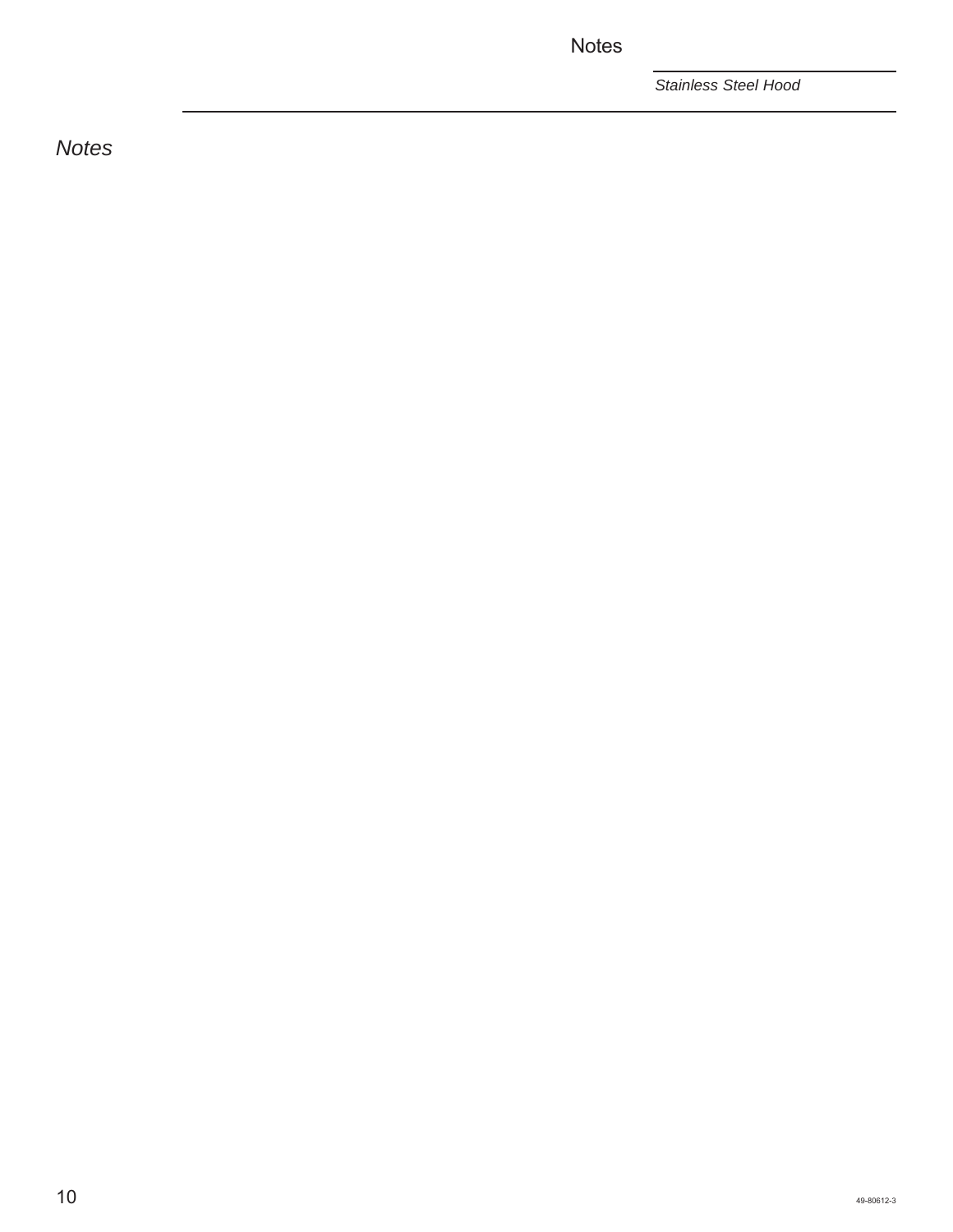## *Notes*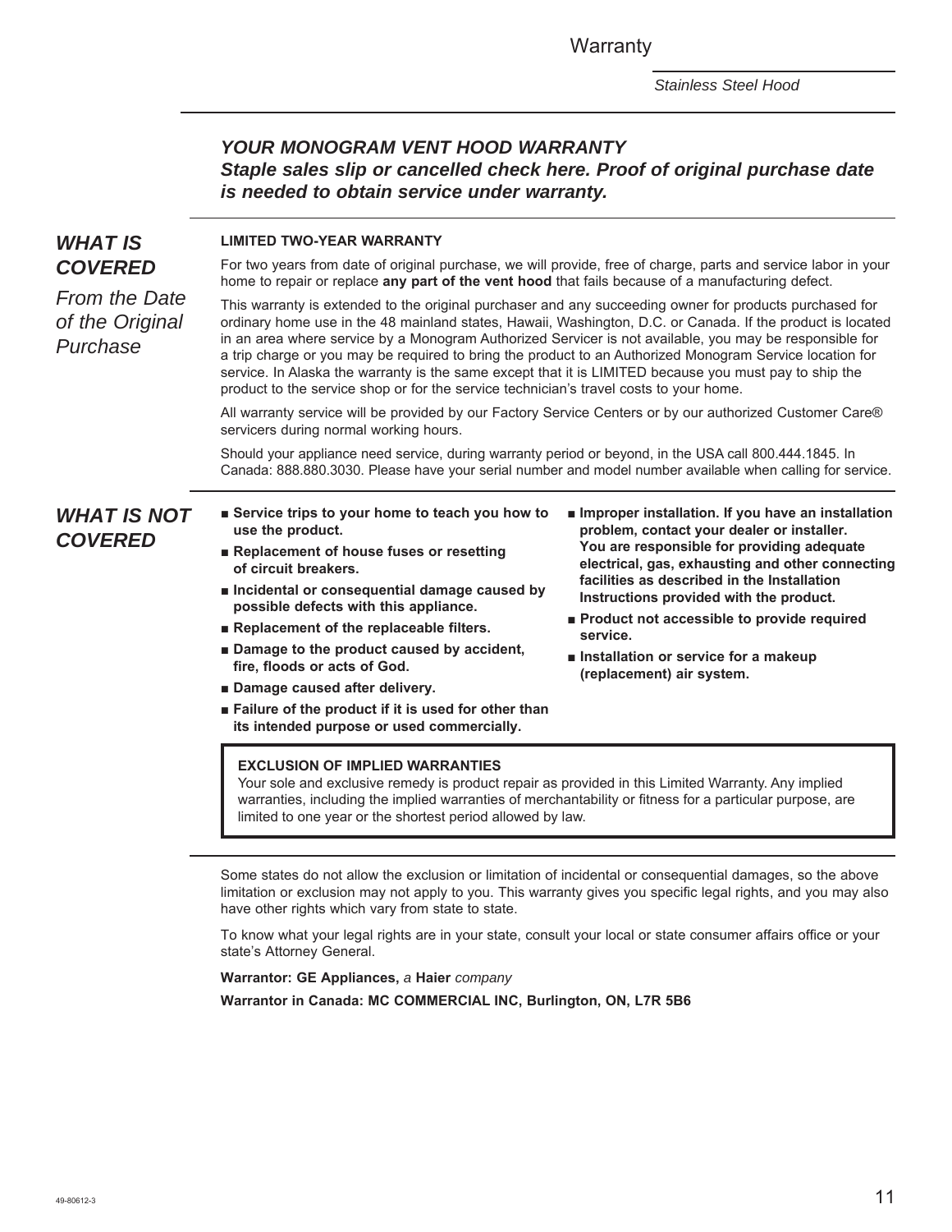## *YOUR MONOGRAM VENT HOOD WARRANTY*

***Staple sales slip or cancelled check here. Proof of original purchase date is needed to obtain service under warranty.***

### *WHAT IS COVERED*

*From the Date of the Original Purchase*

**LIMITED TWO-YEAR WARRANTY**

For two years from date of original purchase, we will provide, free of charge, parts and service labor in your home to repair or replace **any part of the vent hood** that fails because of a manufacturing defect.

This warranty is extended to the original purchaser and any succeeding owner for products purchased for ordinary home use in the 48 mainland states, Hawaii, Washington, D.C. or Canada. If the product is located in an area where service by a Monogram Authorized Servicer is not available, you may be responsible for a trip charge or you may be required to bring the product to an Authorized Monogram Service location for service. In Alaska the warranty is the same except that it is LIMITED because you must pay to ship the product to the service shop or for the service technician's travel costs to your home.

All warranty service will be provided by our Factory Service Centers or by our authorized Customer Care® servicers during normal working hours.

Should your appliance need service, during warranty period or beyond, in the USA call 800.444.1845. In Canada: 888.880.3030. Please have your serial number and model number available when calling for service.

### *WHAT IS NOT COVERED*

- **Service trips to your home to teach you how to use the product.**
- **Replacement of house fuses or resetting of circuit breakers.**
- **Incidental or consequential damage caused by possible defects with this appliance.**
- **Replacement of the replaceable filters.**
- **Damage to the product caused by accident, fire, floods or acts of God.**
- **Damage caused after delivery.**
- **Failure of the product if it is used for other than its intended purpose or used commercially.**
- **Improper installation. If you have an installation problem, contact your dealer or installer. You are responsible for providing adequate electrical, gas, exhausting and other connecting facilities as described in the Installation Instructions provided with the product.**
- **Product not accessible to provide required service.**
- **Installation or service for a makeup (replacement) air system.**

**EXCLUSION OF IMPLIED WARRANTIES**

Your sole and exclusive remedy is product repair as provided in this Limited Warranty. Any implied warranties, including the implied warranties of merchantability or fitness for a particular purpose, are limited to one year or the shortest period allowed by law.

Some states do not allow the exclusion or limitation of incidental or consequential damages, so the above limitation or exclusion may not apply to you. This warranty gives you specific legal rights, and you may also have other rights which vary from state to state.

To know what your legal rights are in your state, consult your local or state consumer affairs office or your state's Attorney General.

**Warrantor: GE Appliances,** *a* **Haier** *company*

**Warrantor in Canada: MC COMMERCIAL INC, Burlington, ON, L7R 5B6**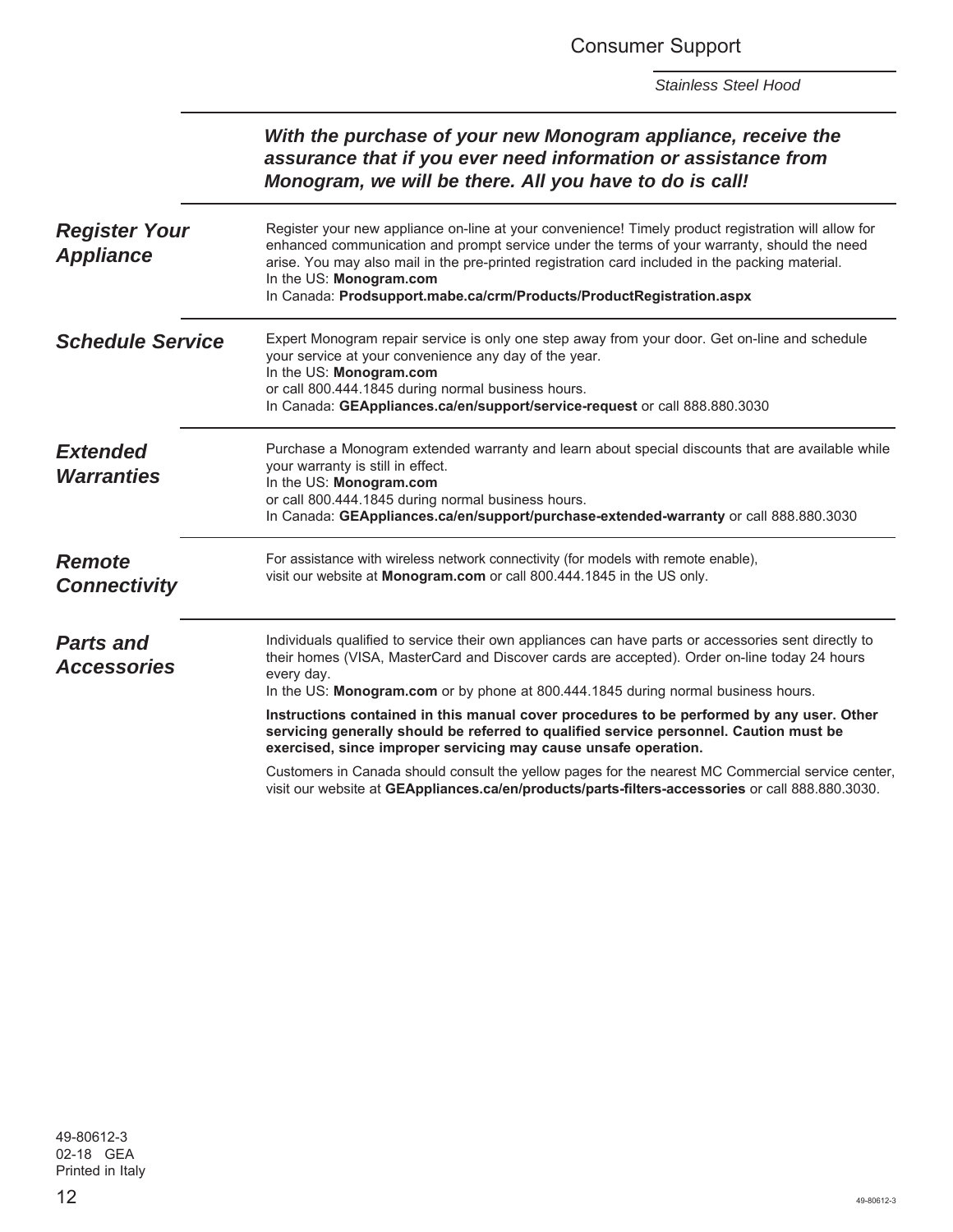# Consumer Support

*Stainless Steel Hood*

***With the purchase of your new Monogram appliance, receive the assurance that if you ever need information or assistance from Monogram, we will be there. All you have to do is call!***

## *Register Your Appliance*

Register your new appliance on-line at your convenience! Timely product registration will allow for enhanced communication and prompt service under the terms of your warranty, should the need arise. You may also mail in the pre-printed registration card included in the packing material.
In the US: **Monogram.com**
In Canada: **Prodsupport.mabe.ca/crm/Products/ProductRegistration.aspx**

## *Schedule Service*

Expert Monogram repair service is only one step away from your door. Get on-line and schedule your service at your convenience any day of the year.
In the US: **Monogram.com**
or call 800.444.1845 during normal business hours.
In Canada: **GEAppliances.ca/en/support/service-request** or call 888.880.3030

## *Extended Warranties*

Purchase a Monogram extended warranty and learn about special discounts that are available while your warranty is still in effect.
In the US: **Monogram.com**
or call 800.444.1845 during normal business hours.
In Canada: **GEAppliances.ca/en/support/purchase-extended-warranty** or call 888.880.3030

## *Remote Connectivity*

For assistance with wireless network connectivity (for models with remote enable), visit our website at **Monogram.com** or call 800.444.1845 in the US only.

## *Parts and Accessories*

Individuals qualified to service their own appliances can have parts or accessories sent directly to their homes (VISA, MasterCard and Discover cards are accepted). Order on-line today 24 hours every day.
In the US: **Monogram.com** or by phone at 800.444.1845 during normal business hours.

**Instructions contained in this manual cover procedures to be performed by any user. Other servicing generally should be referred to qualified service personnel. Caution must be exercised, since improper servicing may cause unsafe operation.**

Customers in Canada should consult the yellow pages for the nearest MC Commercial service center, visit our website at **GEAppliances.ca/en/products/parts-filters-accessories** or call 888.880.3030.

49-80612-3
02-18 GEA
Printed in Italy